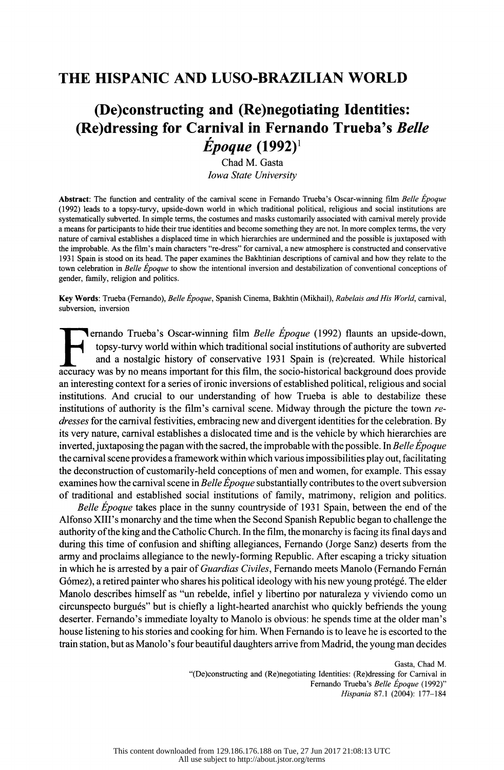# THE HISPANIC AND LUSO-BRAZILIAN WORLD

## (De)constructing and (Re)negotiating Identities: (Re)dressing for Carnival in Fernando Trueba's *Belle Époque* (1992)[1]

Chad M. Gasta
*Iowa State University*

**Abstract**: The function and centrality of the carnival scene in Fernando Trueba's Oscar-winning film *Belle Époque* (1992) leads to a topsy-turvy, upside-down world in which traditional political, religious and social institutions are systematically subverted. In simple terms, the costumes and masks customarily associated with carnival merely provide a means for participants to hide their true identities and become something they are not. In more complex terms, the very nature of carnival establishes a displaced time in which hierarchies are undermined and the possible is juxtaposed with the improbable. As the film's main characters "re-dress" for carnival, a new atmosphere is constructed and conservative 1931 Spain is stood on its head. The paper examines the Bakhtinian descriptions of carnival and how they relate to the town celebration in *Belle Époque* to show the intentional inversion and destabilization of conventional conceptions of gender, family, religion and politics.

**Key Words**: Trueba (Fernando), *Belle Époque*, Spanish Cinema, Bakhtin (Mikhail), *Rabelais and His World*, carnival, subversion, inversion

Fernando Trueba's Oscar-winning film *Belle Époque* (1992) flaunts an upside-down, topsy-turvy world within which traditional social institutions of authority are subverted and a nostalgic history of conservative 1931 Spain is (re)created. While historical accuracy was by no means important for this film, the socio-historical background does provide an interesting context for a series of ironic inversions of established political, religious and social institutions. And crucial to our understanding of how Trueba is able to destabilize these institutions of authority is the film's carnival scene. Midway through the picture the town *re-dresses* for the carnival festivities, embracing new and divergent identities for the celebration. By its very nature, carnival establishes a dislocated time and is the vehicle by which hierarchies are inverted, juxtaposing the pagan with the sacred, the improbable with the possible. In *Belle Époque* the carnival scene provides a framework within which various impossibilities play out, facilitating the deconstruction of customarily-held conceptions of men and women, for example. This essay examines how the carnival scene in *Belle Époque* substantially contributes to the overt subversion of traditional and established social institutions of family, matrimony, religion and politics.

*Belle Époque* takes place in the sunny countryside of 1931 Spain, between the end of the Alfonso XIII's monarchy and the time when the Second Spanish Republic began to challenge the authority of the king and the Catholic Church. In the film, the monarchy is facing its final days and during this time of confusion and shifting allegiances, Fernando (Jorge Sanz) deserts from the army and proclaims allegiance to the newly-forming Republic. After escaping a tricky situation in which he is arrested by a pair of *Guardias Civiles*, Fernando meets Manolo (Fernando Fernán Gómez), a retired painter who shares his political ideology with his new young protégé. The elder Manolo describes himself as "un rebelde, infiel y libertino por naturaleza y viviendo como un circunspecto burgués" but is chiefly a light-hearted anarchist who quickly befriends the young deserter. Fernando's immediate loyalty to Manolo is obvious: he spends time at the older man's house listening to his stories and cooking for him. When Fernando is to leave he is escorted to the train station, but as Manolo's four beautiful daughters arrive from Madrid, the young man decides

Gasta, Chad M.
"(De)constructing and (Re)negotiating Identities: (Re)dressing for Carnival in Fernando Trueba's *Belle Époque* (1992)"
*Hispania* 87.1 (2004): 177–184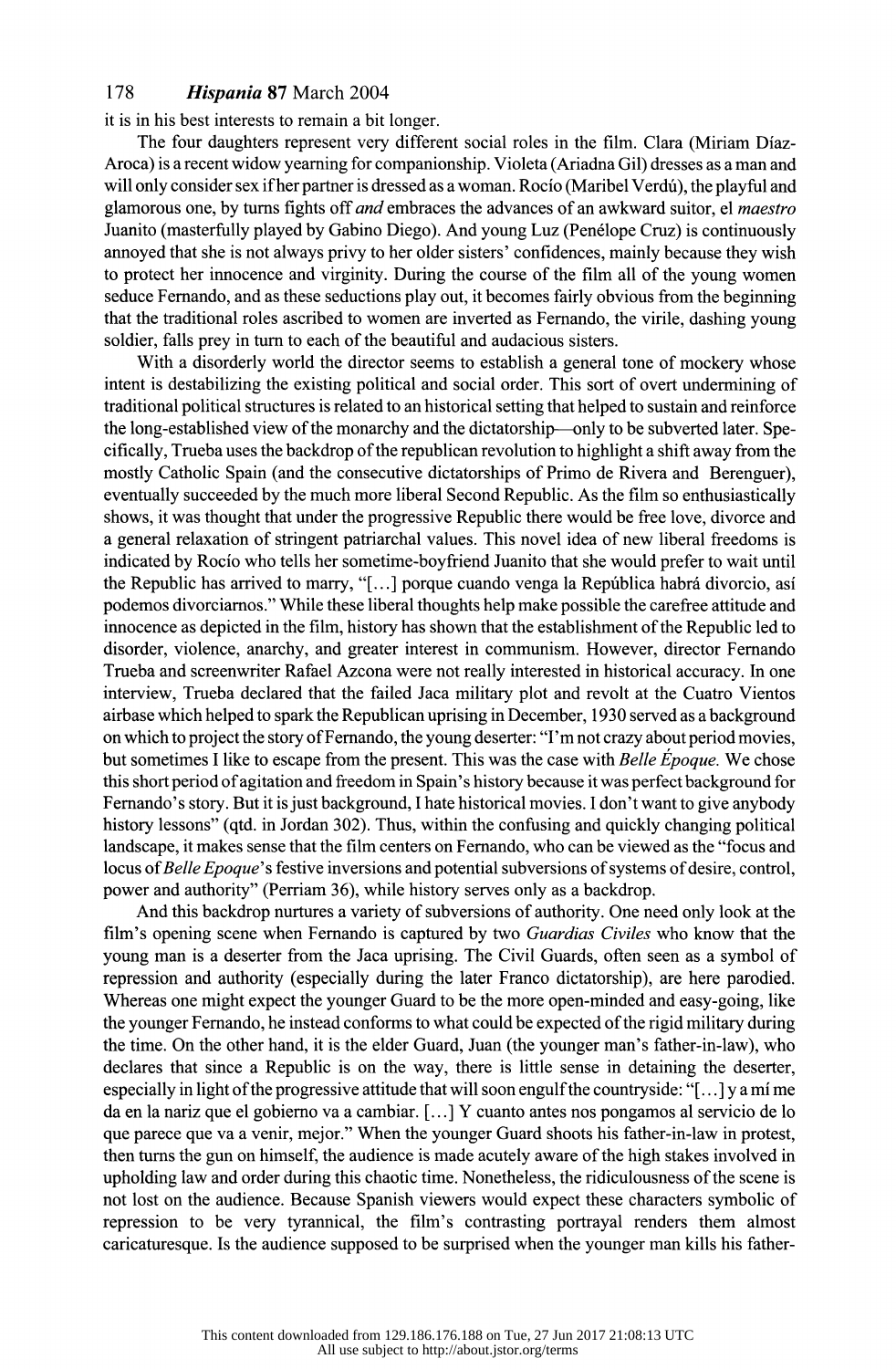it is in his best interests to remain a bit longer.

The four daughters represent very different social roles in the film. Clara (Miriam Díaz-Aroca) is a recent widow yearning for companionship. Violeta (Ariadna Gil) dresses as a man and will only consider sex if her partner is dressed as a woman. Rocío (Maribel Verdú), the playful and glamorous one, by turns fights off *and* embraces the advances of an awkward suitor, el *maestro* Juanito (masterfully played by Gabino Diego). And young Luz (Penélope Cruz) is continuously annoyed that she is not always privy to her older sisters' confidences, mainly because they wish to protect her innocence and virginity. During the course of the film all of the young women seduce Fernando, and as these seductions play out, it becomes fairly obvious from the beginning that the traditional roles ascribed to women are inverted as Fernando, the virile, dashing young soldier, falls prey in turn to each of the beautiful and audacious sisters.

With a disorderly world the director seems to establish a general tone of mockery whose intent is destabilizing the existing political and social order. This sort of overt undermining of traditional political structures is related to an historical setting that helped to sustain and reinforce the long-established view of the monarchy and the dictatorship—only to be subverted later. Specifically, Trueba uses the backdrop of the republican revolution to highlight a shift away from the mostly Catholic Spain (and the consecutive dictatorships of Primo de Rivera and Berenguer), eventually succeeded by the much more liberal Second Republic. As the film so enthusiastically shows, it was thought that under the progressive Republic there would be free love, divorce and a general relaxation of stringent patriarchal values. This novel idea of new liberal freedoms is indicated by Rocío who tells her sometime-boyfriend Juanito that she would prefer to wait until the Republic has arrived to marry, "[...] porque cuando venga la República habrá divorcio, así podemos divorciarnos." While these liberal thoughts help make possible the carefree attitude and innocence as depicted in the film, history has shown that the establishment of the Republic led to disorder, violence, anarchy, and greater interest in communism. However, director Fernando Trueba and screenwriter Rafael Azcona were not really interested in historical accuracy. In one interview, Trueba declared that the failed Jaca military plot and revolt at the Cuatro Vientos airbase which helped to spark the Republican uprising in December, 1930 served as a background on which to project the story of Fernando, the young deserter: "I'm not crazy about period movies, but sometimes I like to escape from the present. This was the case with *Belle Époque.* We chose this short period of agitation and freedom in Spain's history because it was perfect background for Fernando's story. But it is just background, I hate historical movies. I don't want to give anybody history lessons" (qtd. in Jordan 302). Thus, within the confusing and quickly changing political landscape, it makes sense that the film centers on Fernando, who can be viewed as the "focus and locus of *Belle Epoque*'s festive inversions and potential subversions of systems of desire, control, power and authority" (Perriam 36), while history serves only as a backdrop.

And this backdrop nurtures a variety of subversions of authority. One need only look at the film's opening scene when Fernando is captured by two *Guardias Civiles* who know that the young man is a deserter from the Jaca uprising. The Civil Guards, often seen as a symbol of repression and authority (especially during the later Franco dictatorship), are here parodied. Whereas one might expect the younger Guard to be the more open-minded and easy-going, like the younger Fernando, he instead conforms to what could be expected of the rigid military during the time. On the other hand, it is the elder Guard, Juan (the younger man's father-in-law), who declares that since a Republic is on the way, there is little sense in detaining the deserter, especially in light of the progressive attitude that will soon engulf the countryside: "[...] y a mí me da en la nariz que el gobierno va a cambiar. [...] Y cuanto antes nos pongamos al servicio de lo que parece que va a venir, mejor." When the younger Guard shoots his father-in-law in protest, then turns the gun on himself, the audience is made acutely aware of the high stakes involved in upholding law and order during this chaotic time. Nonetheless, the ridiculousness of the scene is not lost on the audience. Because Spanish viewers would expect these characters symbolic of repression to be very tyrannical, the film's contrasting portrayal renders them almost caricaturesque. Is the audience supposed to be surprised when the younger man kills his father-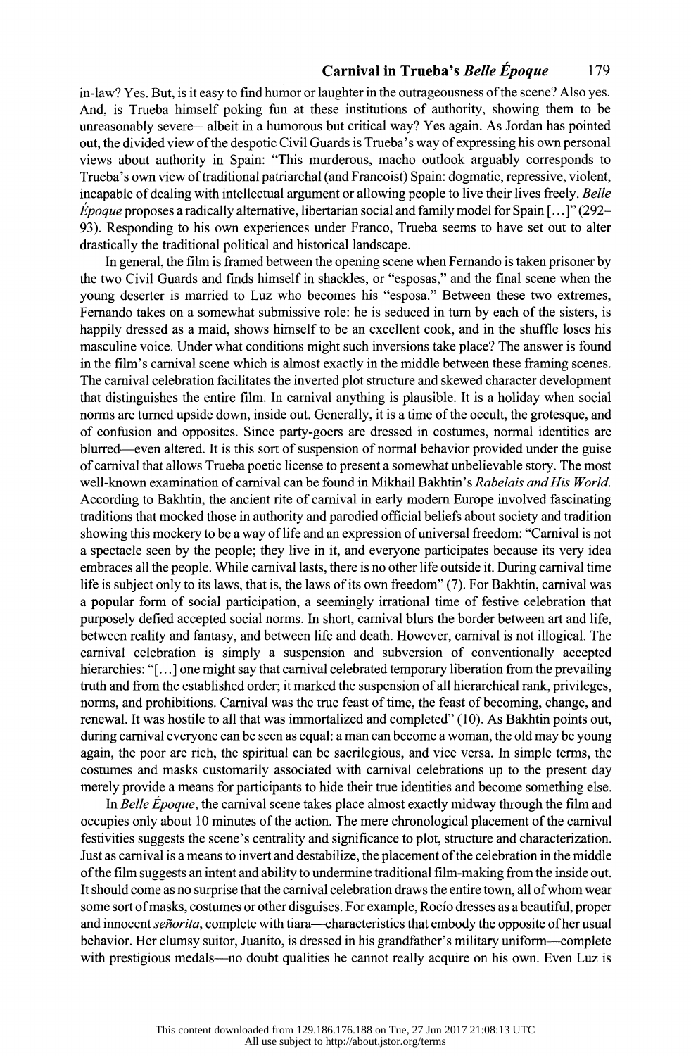in-law? Yes. But, is it easy to find humor or laughter in the outrageousness of the scene? Also yes. And, is Trueba himself poking fun at these institutions of authority, showing them to be unreasonably severe—albeit in a humorous but critical way? Yes again. As Jordan has pointed out, the divided view of the despotic Civil Guards is Trueba's way of expressing his own personal views about authority in Spain: "This murderous, macho outlook arguably corresponds to Trueba's own view of traditional patriarchal (and Francoist) Spain: dogmatic, repressive, violent, incapable of dealing with intellectual argument or allowing people to live their lives freely. *Belle Époque* proposes a radically alternative, libertarian social and family model for Spain [...]" (292–93). Responding to his own experiences under Franco, Trueba seems to have set out to alter drastically the traditional political and historical landscape.

In general, the film is framed between the opening scene when Fernando is taken prisoner by the two Civil Guards and finds himself in shackles, or "esposas," and the final scene when the young deserter is married to Luz who becomes his "esposa." Between these two extremes, Fernando takes on a somewhat submissive role: he is seduced in turn by each of the sisters, is happily dressed as a maid, shows himself to be an excellent cook, and in the shuffle loses his masculine voice. Under what conditions might such inversions take place? The answer is found in the film's carnival scene which is almost exactly in the middle between these framing scenes. The carnival celebration facilitates the inverted plot structure and skewed character development that distinguishes the entire film. In carnival anything is plausible. It is a holiday when social norms are turned upside down, inside out. Generally, it is a time of the occult, the grotesque, and of confusion and opposites. Since party-goers are dressed in costumes, normal identities are blurred—even altered. It is this sort of suspension of normal behavior provided under the guise of carnival that allows Trueba poetic license to present a somewhat unbelievable story. The most well-known examination of carnival can be found in Mikhail Bakhtin's *Rabelais and His World*. According to Bakhtin, the ancient rite of carnival in early modern Europe involved fascinating traditions that mocked those in authority and parodied official beliefs about society and tradition showing this mockery to be a way of life and an expression of universal freedom: "Carnival is not a spectacle seen by the people; they live in it, and everyone participates because its very idea embraces all the people. While carnival lasts, there is no other life outside it. During carnival time life is subject only to its laws, that is, the laws of its own freedom" (7). For Bakhtin, carnival was a popular form of social participation, a seemingly irrational time of festive celebration that purposely defied accepted social norms. In short, carnival blurs the border between art and life, between reality and fantasy, and between life and death. However, carnival is not illogical. The carnival celebration is simply a suspension and subversion of conventionally accepted hierarchies: "[...] one might say that carnival celebrated temporary liberation from the prevailing truth and from the established order; it marked the suspension of all hierarchical rank, privileges, norms, and prohibitions. Carnival was the true feast of time, the feast of becoming, change, and renewal. It was hostile to all that was immortalized and completed" (10). As Bakhtin points out, during carnival everyone can be seen as equal: a man can become a woman, the old may be young again, the poor are rich, the spiritual can be sacrilegious, and vice versa. In simple terms, the costumes and masks customarily associated with carnival celebrations up to the present day merely provide a means for participants to hide their true identities and become something else.

In *Belle Époque*, the carnival scene takes place almost exactly midway through the film and occupies only about 10 minutes of the action. The mere chronological placement of the carnival festivities suggests the scene's centrality and significance to plot, structure and characterization. Just as carnival is a means to invert and destabilize, the placement of the celebration in the middle of the film suggests an intent and ability to undermine traditional film-making from the inside out. It should come as no surprise that the carnival celebration draws the entire town, all of whom wear some sort of masks, costumes or other disguises. For example, Rocío dresses as a beautiful, proper and innocent *señorita*, complete with tiara—characteristics that embody the opposite of her usual behavior. Her clumsy suitor, Juanito, is dressed in his grandfather's military uniform—complete with prestigious medals—no doubt qualities he cannot really acquire on his own. Even Luz is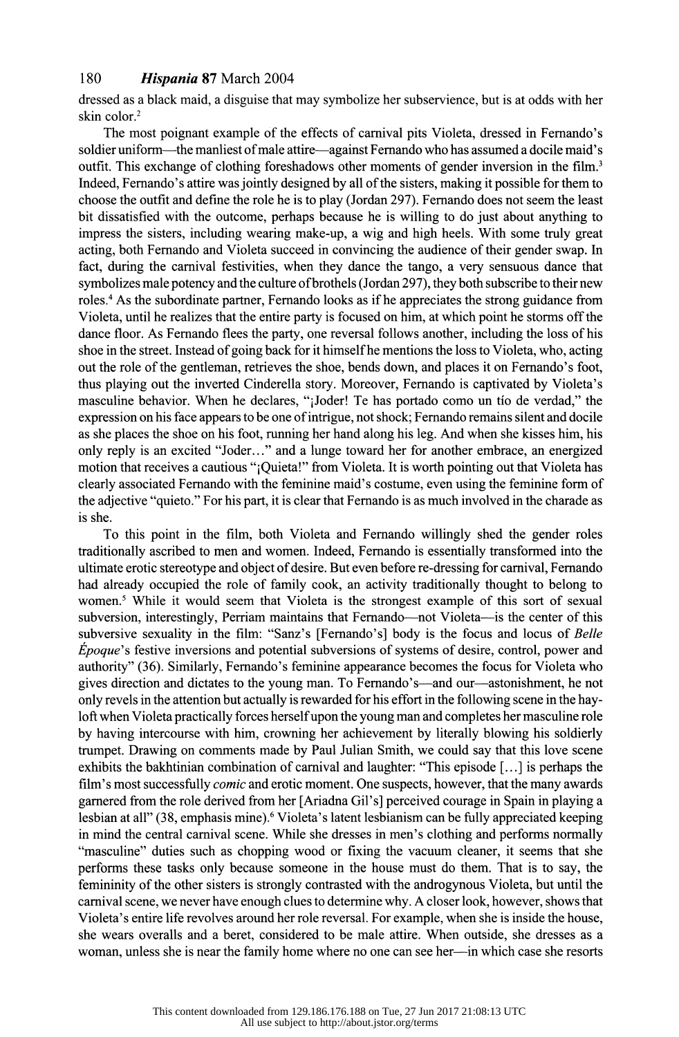dressed as a black maid, a disguise that may symbolize her subservience, but is at odds with her skin color.[2]

The most poignant example of the effects of carnival pits Violeta, dressed in Fernando's soldier uniform—the manliest of male attire—against Fernando who has assumed a docile maid's outfit. This exchange of clothing foreshadows other moments of gender inversion in the film.[3] Indeed, Fernando's attire was jointly designed by all of the sisters, making it possible for them to choose the outfit and define the role he is to play (Jordan 297). Fernando does not seem the least bit dissatisfied with the outcome, perhaps because he is willing to do just about anything to impress the sisters, including wearing make-up, a wig and high heels. With some truly great acting, both Fernando and Violeta succeed in convincing the audience of their gender swap. In fact, during the carnival festivities, when they dance the tango, a very sensuous dance that symbolizes male potency and the culture of brothels (Jordan 297), they both subscribe to their new roles.[4] As the subordinate partner, Fernando looks as if he appreciates the strong guidance from Violeta, until he realizes that the entire party is focused on him, at which point he storms off the dance floor. As Fernando flees the party, one reversal follows another, including the loss of his shoe in the street. Instead of going back for it himself he mentions the loss to Violeta, who, acting out the role of the gentleman, retrieves the shoe, bends down, and places it on Fernando's foot, thus playing out the inverted Cinderella story. Moreover, Fernando is captivated by Violeta's masculine behavior. When he declares, "¡Joder! Te has portado como un tío de verdad," the expression on his face appears to be one of intrigue, not shock; Fernando remains silent and docile as she places the shoe on his foot, running her hand along his leg. And when she kisses him, his only reply is an excited "Joder..." and a lunge toward her for another embrace, an energized motion that receives a cautious "¡Quieta!" from Violeta. It is worth pointing out that Violeta has clearly associated Fernando with the feminine maid's costume, even using the feminine form of the adjective "quieto." For his part, it is clear that Fernando is as much involved in the charade as is she.

To this point in the film, both Violeta and Fernando willingly shed the gender roles traditionally ascribed to men and women. Indeed, Fernando is essentially transformed into the ultimate erotic stereotype and object of desire. But even before re-dressing for carnival, Fernando had already occupied the role of family cook, an activity traditionally thought to belong to women.[5] While it would seem that Violeta is the strongest example of this sort of sexual subversion, interestingly, Perriam maintains that Fernando—not Violeta—is the center of this subversive sexuality in the film: "Sanz's [Fernando's] body is the focus and locus of *Belle Époque*'s festive inversions and potential subversions of systems of desire, control, power and authority" (36). Similarly, Fernando's feminine appearance becomes the focus for Violeta who gives direction and dictates to the young man. To Fernando's—and our—astonishment, he not only revels in the attention but actually is rewarded for his effort in the following scene in the hayloft when Violeta practically forces herself upon the young man and completes her masculine role by having intercourse with him, crowning her achievement by literally blowing his soldierly trumpet. Drawing on comments made by Paul Julian Smith, we could say that this love scene exhibits the bakhtinian combination of carnival and laughter: "This episode [...] is perhaps the film's most successfully *comic* and erotic moment. One suspects, however, that the many awards garnered from the role derived from her [Ariadna Gil's] perceived courage in Spain in playing a lesbian at all" (38, emphasis mine).[6] Violeta's latent lesbianism can be fully appreciated keeping in mind the central carnival scene. While she dresses in men's clothing and performs normally "masculine" duties such as chopping wood or fixing the vacuum cleaner, it seems that she performs these tasks only because someone in the house must do them. That is to say, the femininity of the other sisters is strongly contrasted with the androgynous Violeta, but until the carnival scene, we never have enough clues to determine why. A closer look, however, shows that Violeta's entire life revolves around her role reversal. For example, when she is inside the house, she wears overalls and a beret, considered to be male attire. When outside, she dresses as a woman, unless she is near the family home where no one can see her—in which case she resorts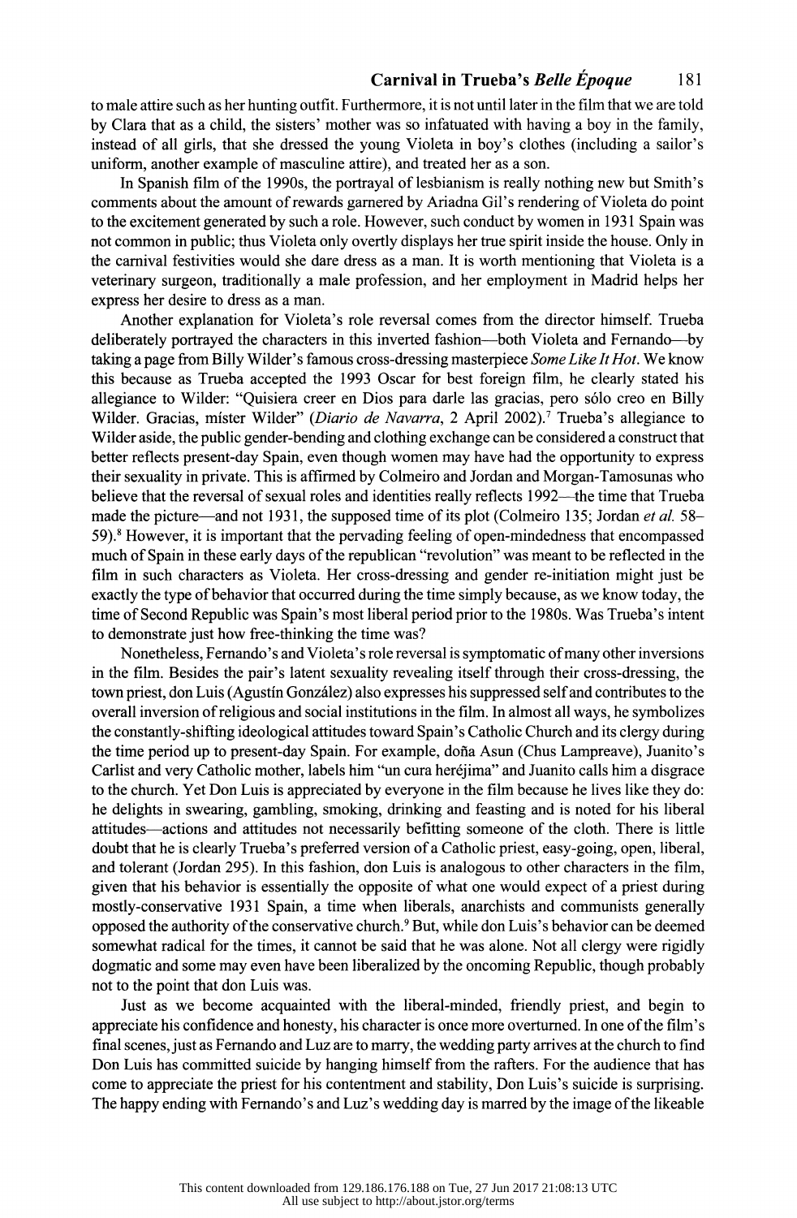to male attire such as her hunting outfit. Furthermore, it is not until later in the film that we are told by Clara that as a child, the sisters' mother was so infatuated with having a boy in the family, instead of all girls, that she dressed the young Violeta in boy's clothes (including a sailor's uniform, another example of masculine attire), and treated her as a son.

In Spanish film of the 1990s, the portrayal of lesbianism is really nothing new but Smith's comments about the amount of rewards garnered by Ariadna Gil's rendering of Violeta do point to the excitement generated by such a role. However, such conduct by women in 1931 Spain was not common in public; thus Violeta only overtly displays her true spirit inside the house. Only in the carnival festivities would she dare dress as a man. It is worth mentioning that Violeta is a veterinary surgeon, traditionally a male profession, and her employment in Madrid helps her express her desire to dress as a man.

Another explanation for Violeta's role reversal comes from the director himself. Trueba deliberately portrayed the characters in this inverted fashion—both Violeta and Fernando—by taking a page from Billy Wilder's famous cross-dressing masterpiece *Some Like It Hot*. We know this because as Trueba accepted the 1993 Oscar for best foreign film, he clearly stated his allegiance to Wilder: "Quisiera creer en Dios para darle las gracias, pero sólo creo en Billy Wilder. Gracias, míster Wilder" (*Diario de Navarra*, 2 April 2002).[7] Trueba's allegiance to Wilder aside, the public gender-bending and clothing exchange can be considered a construct that better reflects present-day Spain, even though women may have had the opportunity to express their sexuality in private. This is affirmed by Colmeiro and Jordan and Morgan-Tamosunas who believe that the reversal of sexual roles and identities really reflects 1992—the time that Trueba made the picture—and not 1931, the supposed time of its plot (Colmeiro 135; Jordan *et al.* 58–59).[8] However, it is important that the pervading feeling of open-mindedness that encompassed much of Spain in these early days of the republican "revolution" was meant to be reflected in the film in such characters as Violeta. Her cross-dressing and gender re-initiation might just be exactly the type of behavior that occurred during the time simply because, as we know today, the time of Second Republic was Spain's most liberal period prior to the 1980s. Was Trueba's intent to demonstrate just how free-thinking the time was?

Nonetheless, Fernando's and Violeta's role reversal is symptomatic of many other inversions in the film. Besides the pair's latent sexuality revealing itself through their cross-dressing, the town priest, don Luis (Agustín González) also expresses his suppressed self and contributes to the overall inversion of religious and social institutions in the film. In almost all ways, he symbolizes the constantly-shifting ideological attitudes toward Spain's Catholic Church and its clergy during the time period up to present-day Spain. For example, doña Asun (Chus Lampreave), Juanito's Carlist and very Catholic mother, labels him "un cura heréjima" and Juanito calls him a disgrace to the church. Yet Don Luis is appreciated by everyone in the film because he lives like they do: he delights in swearing, gambling, smoking, drinking and feasting and is noted for his liberal attitudes—actions and attitudes not necessarily befitting someone of the cloth. There is little doubt that he is clearly Trueba's preferred version of a Catholic priest, easy-going, open, liberal, and tolerant (Jordan 295). In this fashion, don Luis is analogous to other characters in the film, given that his behavior is essentially the opposite of what one would expect of a priest during mostly-conservative 1931 Spain, a time when liberals, anarchists and communists generally opposed the authority of the conservative church.[9] But, while don Luis's behavior can be deemed somewhat radical for the times, it cannot be said that he was alone. Not all clergy were rigidly dogmatic and some may even have been liberalized by the oncoming Republic, though probably not to the point that don Luis was.

Just as we become acquainted with the liberal-minded, friendly priest, and begin to appreciate his confidence and honesty, his character is once more overturned. In one of the film's final scenes, just as Fernando and Luz are to marry, the wedding party arrives at the church to find Don Luis has committed suicide by hanging himself from the rafters. For the audience that has come to appreciate the priest for his contentment and stability, Don Luis's suicide is surprising. The happy ending with Fernando's and Luz's wedding day is marred by the image of the likeable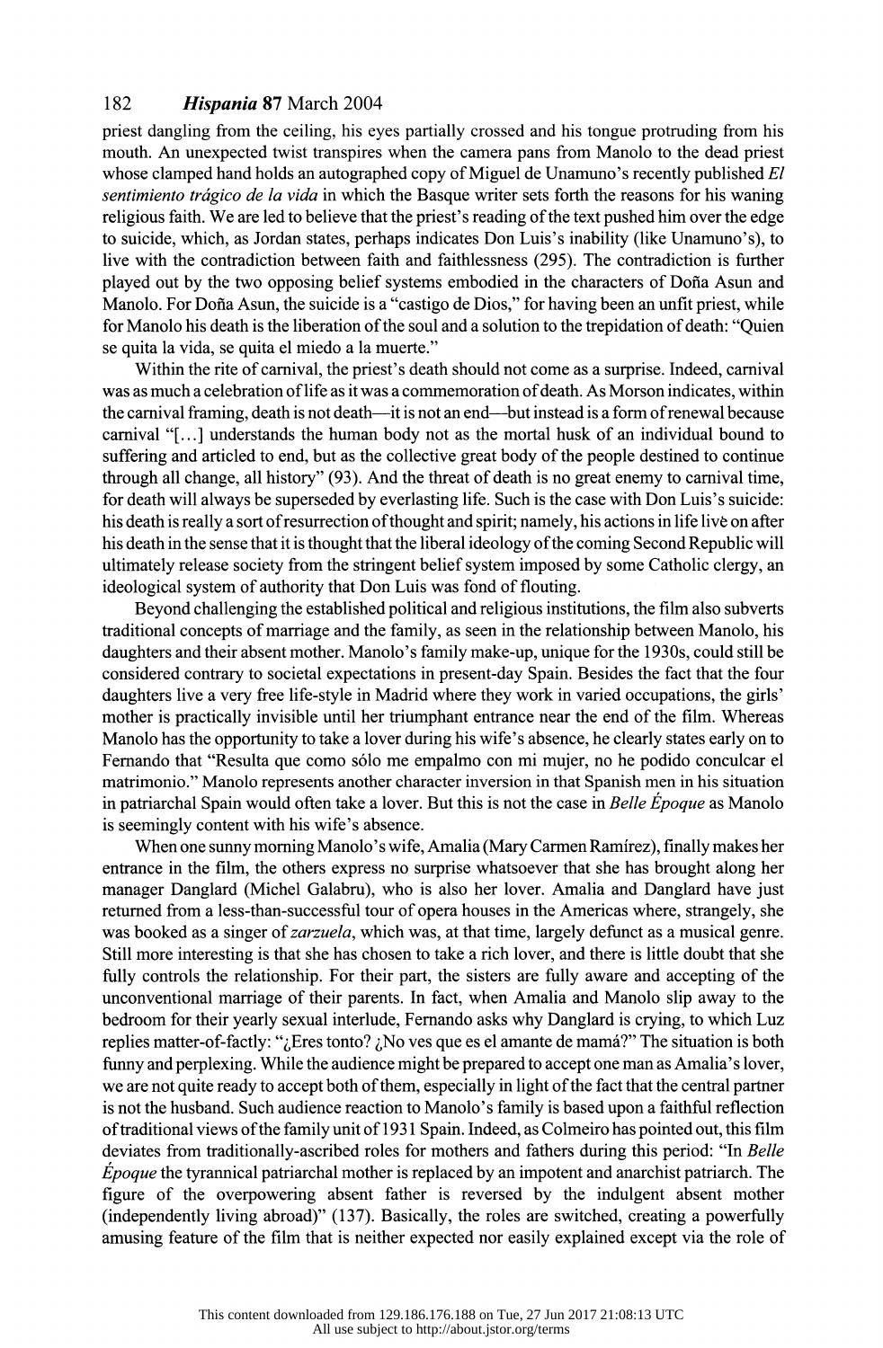priest dangling from the ceiling, his eyes partially crossed and his tongue protruding from his mouth. An unexpected twist transpires when the camera pans from Manolo to the dead priest whose clamped hand holds an autographed copy of Miguel de Unamuno's recently published *El sentimiento trágico de la vida* in which the Basque writer sets forth the reasons for his waning religious faith. We are led to believe that the priest's reading of the text pushed him over the edge to suicide, which, as Jordan states, perhaps indicates Don Luis's inability (like Unamuno's), to live with the contradiction between faith and faithlessness (295). The contradiction is further played out by the two opposing belief systems embodied in the characters of Doña Asun and Manolo. For Doña Asun, the suicide is a "castigo de Dios," for having been an unfit priest, while for Manolo his death is the liberation of the soul and a solution to the trepidation of death: "Quien se quita la vida, se quita el miedo a la muerte."

Within the rite of carnival, the priest's death should not come as a surprise. Indeed, carnival was as much a celebration of life as it was a commemoration of death. As Morson indicates, within the carnival framing, death is not death—it is not an end—but instead is a form of renewal because carnival "[...] understands the human body not as the mortal husk of an individual bound to suffering and articled to end, but as the collective great body of the people destined to continue through all change, all history" (93). And the threat of death is no great enemy to carnival time, for death will always be superseded by everlasting life. Such is the case with Don Luis's suicide: his death is really a sort of resurrection of thought and spirit; namely, his actions in life live on after his death in the sense that it is thought that the liberal ideology of the coming Second Republic will ultimately release society from the stringent belief system imposed by some Catholic clergy, an ideological system of authority that Don Luis was fond of flouting.

Beyond challenging the established political and religious institutions, the film also subverts traditional concepts of marriage and the family, as seen in the relationship between Manolo, his daughters and their absent mother. Manolo's family make-up, unique for the 1930s, could still be considered contrary to societal expectations in present-day Spain. Besides the fact that the four daughters live a very free life-style in Madrid where they work in varied occupations, the girls' mother is practically invisible until her triumphant entrance near the end of the film. Whereas Manolo has the opportunity to take a lover during his wife's absence, he clearly states early on to Fernando that "Resulta que como sólo me empalmo con mi mujer, no he podido conculcar el matrimonio." Manolo represents another character inversion in that Spanish men in his situation in patriarchal Spain would often take a lover. But this is not the case in *Belle Époque* as Manolo is seemingly content with his wife's absence.

When one sunny morning Manolo's wife, Amalia (Mary Carmen Ramírez), finally makes her entrance in the film, the others express no surprise whatsoever that she has brought along her manager Danglard (Michel Galabru), who is also her lover. Amalia and Danglard have just returned from a less-than-successful tour of opera houses in the Americas where, strangely, she was booked as a singer of *zarzuela*, which was, at that time, largely defunct as a musical genre. Still more interesting is that she has chosen to take a rich lover, and there is little doubt that she fully controls the relationship. For their part, the sisters are fully aware and accepting of the unconventional marriage of their parents. In fact, when Amalia and Manolo slip away to the bedroom for their yearly sexual interlude, Fernando asks why Danglard is crying, to which Luz replies matter-of-factly: "¿Eres tonto? ¿No ves que es el amante de mamá?" The situation is both funny and perplexing. While the audience might be prepared to accept one man as Amalia's lover, we are not quite ready to accept both of them, especially in light of the fact that the central partner is not the husband. Such audience reaction to Manolo's family is based upon a faithful reflection of traditional views of the family unit of 1931 Spain. Indeed, as Colmeiro has pointed out, this film deviates from traditionally-ascribed roles for mothers and fathers during this period: "In *Belle Époque* the tyrannical patriarchal mother is replaced by an impotent and anarchist patriarch. The figure of the overpowering absent father is reversed by the indulgent absent mother (independently living abroad)" (137). Basically, the roles are switched, creating a powerfully amusing feature of the film that is neither expected nor easily explained except via the role of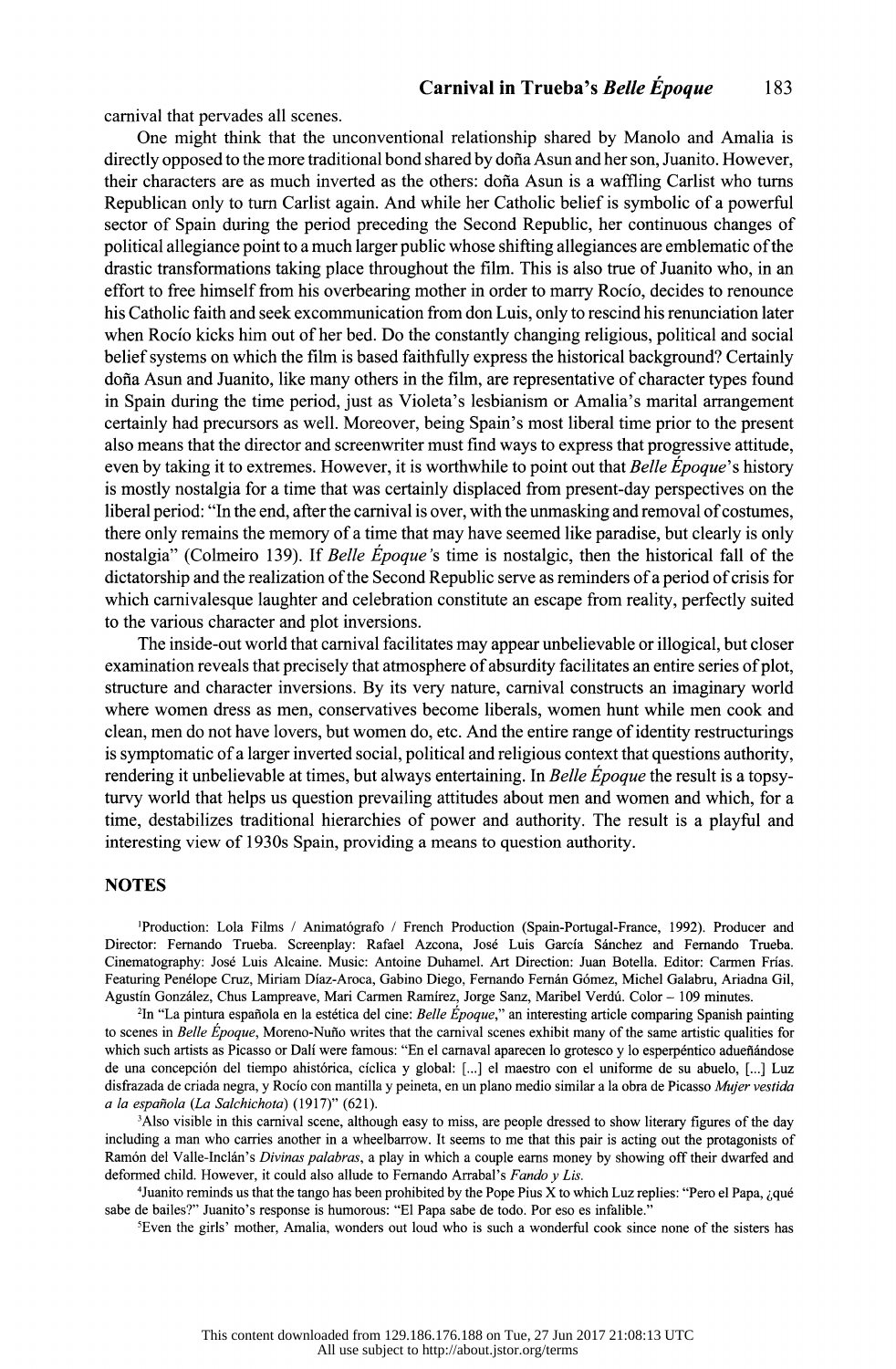carnival that pervades all scenes.

One might think that the unconventional relationship shared by Manolo and Amalia is directly opposed to the more traditional bond shared by doña Asun and her son, Juanito. However, their characters are as much inverted as the others: doña Asun is a waffling Carlist who turns Republican only to turn Carlist again. And while her Catholic belief is symbolic of a powerful sector of Spain during the period preceding the Second Republic, her continuous changes of political allegiance point to a much larger public whose shifting allegiances are emblematic of the drastic transformations taking place throughout the film. This is also true of Juanito who, in an effort to free himself from his overbearing mother in order to marry Rocío, decides to renounce his Catholic faith and seek excommunication from don Luis, only to rescind his renunciation later when Rocío kicks him out of her bed. Do the constantly changing religious, political and social belief systems on which the film is based faithfully express the historical background? Certainly doña Asun and Juanito, like many others in the film, are representative of character types found in Spain during the time period, just as Violeta's lesbianism or Amalia's marital arrangement certainly had precursors as well. Moreover, being Spain's most liberal time prior to the present also means that the director and screenwriter must find ways to express that progressive attitude, even by taking it to extremes. However, it is worthwhile to point out that *Belle Époque*'s history is mostly nostalgia for a time that was certainly displaced from present-day perspectives on the liberal period: "In the end, after the carnival is over, with the unmasking and removal of costumes, there only remains the memory of a time that may have seemed like paradise, but clearly is only nostalgia" (Colmeiro 139). If *Belle Époque*'s time is nostalgic, then the historical fall of the dictatorship and the realization of the Second Republic serve as reminders of a period of crisis for which carnivalesque laughter and celebration constitute an escape from reality, perfectly suited to the various character and plot inversions.

The inside-out world that carnival facilitates may appear unbelievable or illogical, but closer examination reveals that precisely that atmosphere of absurdity facilitates an entire series of plot, structure and character inversions. By its very nature, carnival constructs an imaginary world where women dress as men, conservatives become liberals, women hunt while men cook and clean, men do not have lovers, but women do, etc. And the entire range of identity restructurings is symptomatic of a larger inverted social, political and religious context that questions authority, rendering it unbelievable at times, but always entertaining. In *Belle Époque* the result is a topsy-turvy world that helps us question prevailing attitudes about men and women and which, for a time, destabilizes traditional hierarchies of power and authority. The result is a playful and interesting view of 1930s Spain, providing a means to question authority.

## NOTES

[1]Production: Lola Films / Animatógrafo / French Production (Spain-Portugal-France, 1992). Producer and Director: Fernando Trueba. Screenplay: Rafael Azcona, José Luis García Sánchez and Fernando Trueba. Cinematography: José Luis Alcaine. Music: Antoine Duhamel. Art Direction: Juan Botella. Editor: Carmen Frías. Featuring Penélope Cruz, Miriam Díaz-Aroca, Gabino Diego, Fernando Fernán Gómez, Michel Galabru, Ariadna Gil, Agustín González, Chus Lampreave, Mari Carmen Ramírez, Jorge Sanz, Maribel Verdú. Color – 109 minutes.

[2]In "La pintura española en la estética del cine: *Belle Époque*," an interesting article comparing Spanish painting to scenes in *Belle Époque*, Moreno-Nuño writes that the carnival scenes exhibit many of the same artistic qualities for which such artists as Picasso or Dalí were famous: "En el carnaval aparecen lo grotesco y lo esperpéntico adueñándose de una concepción del tiempo ahistórica, cíclica y global: [...] el maestro con el uniforme de su abuelo, [...] Luz disfrazada de criada negra, y Rocío con mantilla y peineta, en un plano medio similar a la obra de Picasso *Mujer vestida a la española (La Salchichota)* (1917)" (621).

[3]Also visible in this carnival scene, although easy to miss, are people dressed to show literary figures of the day including a man who carries another in a wheelbarrow. It seems to me that this pair is acting out the protagonists of Ramón del Valle-Inclán's *Divinas palabras*, a play in which a couple earns money by showing off their dwarfed and deformed child. However, it could also allude to Fernando Arrabal's *Fando y Lis*.

[4]Juanito reminds us that the tango has been prohibited by the Pope Pius X to which Luz replies: "Pero el Papa, ¿qué sabe de bailes?" Juanito's response is humorous: "El Papa sabe de todo. Por eso es infalible."

[5]Even the girls' mother, Amalia, wonders out loud who is such a wonderful cook since none of the sisters has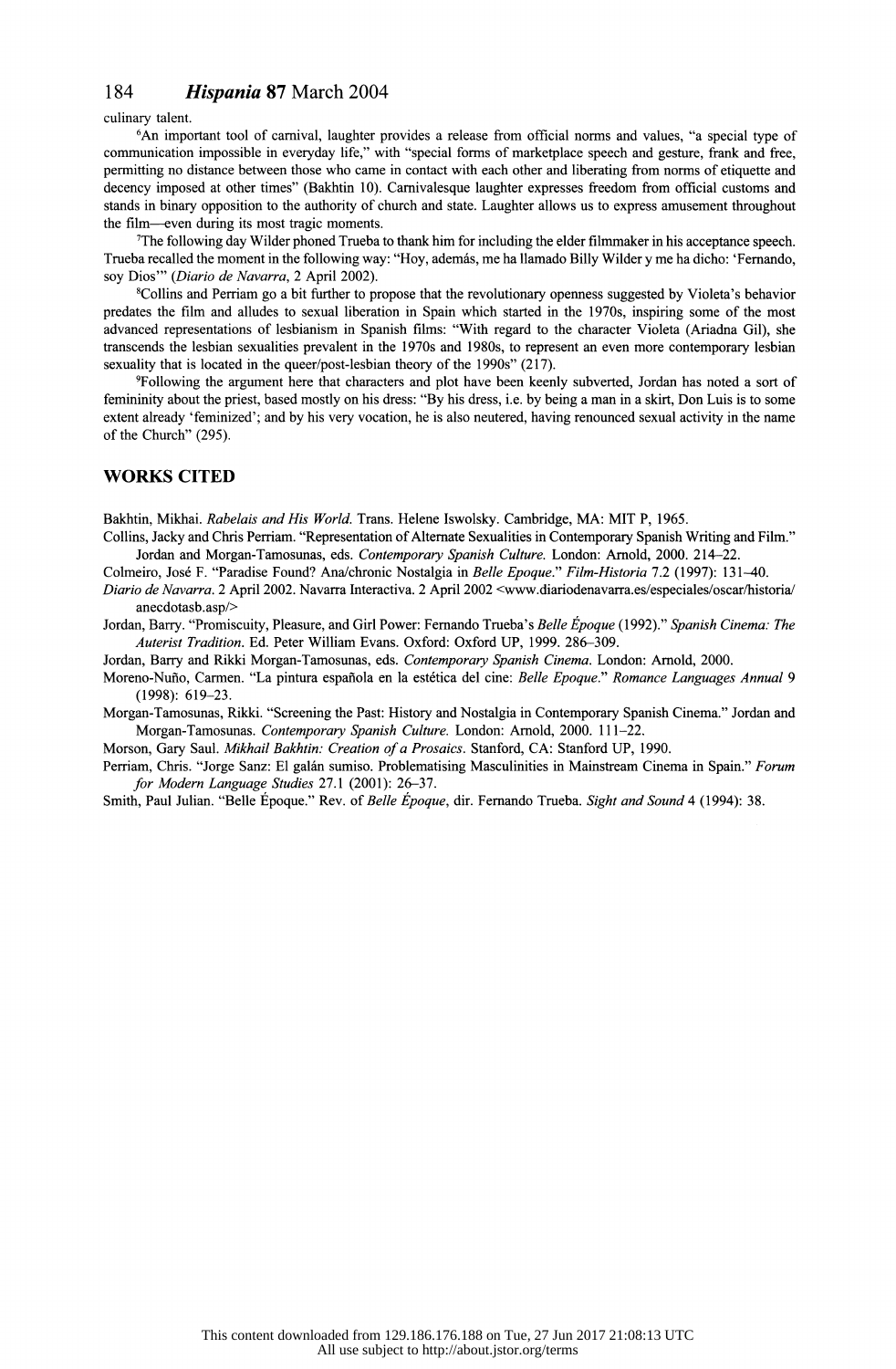culinary talent.

[6]An important tool of carnival, laughter provides a release from official norms and values, "a special type of communication impossible in everyday life," with "special forms of marketplace speech and gesture, frank and free, permitting no distance between those who came in contact with each other and liberating from norms of etiquette and decency imposed at other times" (Bakhtin 10). Carnivalesque laughter expresses freedom from official customs and stands in binary opposition to the authority of church and state. Laughter allows us to express amusement throughout the film—even during its most tragic moments.

[7]The following day Wilder phoned Trueba to thank him for including the elder filmmaker in his acceptance speech. Trueba recalled the moment in the following way: "Hoy, además, me ha llamado Billy Wilder y me ha dicho: 'Fernando, soy Dios'" (*Diario de Navarra*, 2 April 2002).

[8]Collins and Perriam go a bit further to propose that the revolutionary openness suggested by Violeta's behavior predates the film and alludes to sexual liberation in Spain which started in the 1970s, inspiring some of the most advanced representations of lesbianism in Spanish films: "With regard to the character Violeta (Ariadna Gil), she transcends the lesbian sexualities prevalent in the 1970s and 1980s, to represent an even more contemporary lesbian sexuality that is located in the queer/post-lesbian theory of the 1990s" (217).

[9]Following the argument here that characters and plot have been keenly subverted, Jordan has noted a sort of femininity about the priest, based mostly on his dress: "By his dress, i.e. by being a man in a skirt, Don Luis is to some extent already 'feminized'; and by his very vocation, he is also neutered, having renounced sexual activity in the name of the Church" (295).

## WORKS CITED

Bakhtin, Mikhai. *Rabelais and His World*. Trans. Helene Iswolsky. Cambridge, MA: MIT P, 1965.

Collins, Jacky and Chris Perriam. "Representation of Alternate Sexualities in Contemporary Spanish Writing and Film." Jordan and Morgan-Tamosunas, eds. *Contemporary Spanish Culture*. London: Arnold, 2000. 214–22.

Colmeiro, José F. "Paradise Found? Ana/chronic Nostalgia in *Belle Epoque*." *Film-Historia* 7.2 (1997): 131–40.

*Diario de Navarra*. 2 April 2002. Navarra Interactiva. 2 April 2002 <www.diariodenavarra.es/especiales/oscar/historia/anecdotasb.asp/>

Jordan, Barry. "Promiscuity, Pleasure, and Girl Power: Fernando Trueba's *Belle Époque* (1992)." *Spanish Cinema: The Auterist Tradition*. Ed. Peter William Evans. Oxford: Oxford UP, 1999. 286–309.

Jordan, Barry and Rikki Morgan-Tamosunas, eds. *Contemporary Spanish Cinema*. London: Arnold, 2000.

Moreno-Nuño, Carmen. "La pintura española en la estética del cine: *Belle Epoque*." *Romance Languages Annual* 9 (1998): 619–23.

Morgan-Tamosunas, Rikki. "Screening the Past: History and Nostalgia in Contemporary Spanish Cinema." Jordan and Morgan-Tamosunas. *Contemporary Spanish Culture*. London: Arnold, 2000. 111–22.

Morson, Gary Saul. *Mikhail Bakhtin: Creation of a Prosaics*. Stanford, CA: Stanford UP, 1990.

Perriam, Chris. "Jorge Sanz: El galán sumiso. Problematising Masculinities in Mainstream Cinema in Spain." *Forum for Modern Language Studies* 27.1 (2001): 26–37.

Smith, Paul Julian. "Belle Époque." Rev. of *Belle Époque*, dir. Fernando Trueba. *Sight and Sound* 4 (1994): 38.